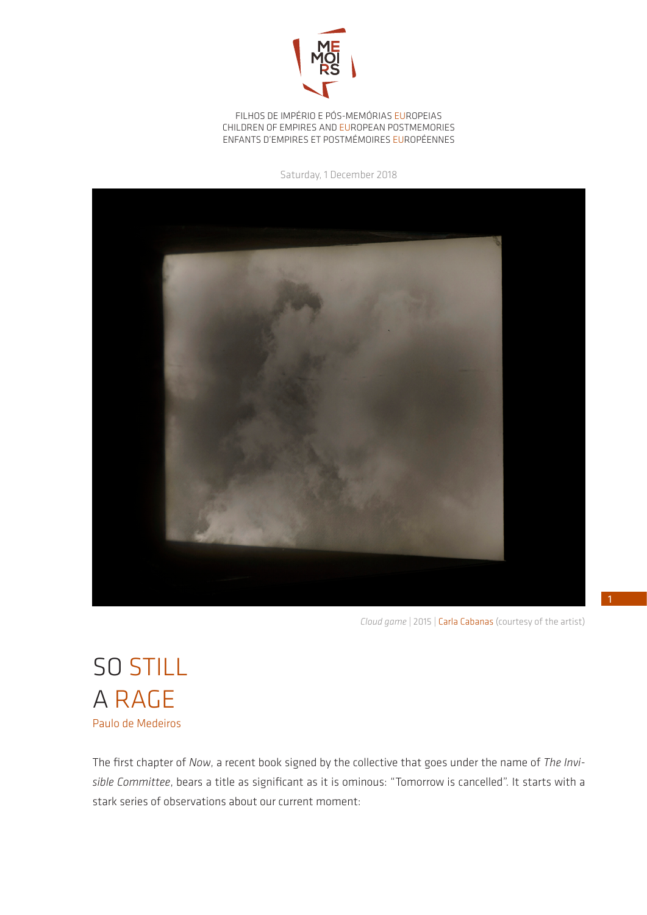FILHOS DE IMPÉRIO E PÓS-MEMÓRIAS EUROPEIAS
CHILDREN OF EMPIRES AND EUROPEAN POSTMEMORIES
ENFANTS D'EMPIRES ET POSTMÉMOIRES EUROPÉENNES

Saturday, 1 December 2018

*Cloud game* | 2015 | Carla Cabanas (courtesy of the artist)

# SO STILL A RAGE

Paulo de Medeiros

The first chapter of *Now*, a recent book signed by the collective that goes under the name of *The Invisible Committee*, bears a title as significant as it is ominous: "Tomorrow is cancelled". It starts with a stark series of observations about our current moment: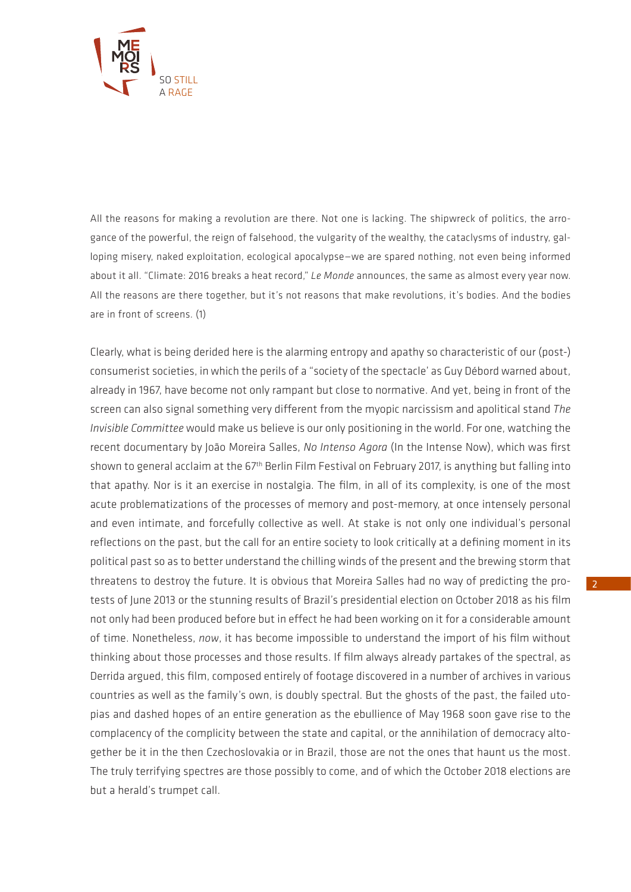All the reasons for making a revolution are there. Not one is lacking. The shipwreck of politics, the arrogance of the powerful, the reign of falsehood, the vulgarity of the wealthy, the cataclysms of industry, galloping misery, naked exploitation, ecological apocalypse—we are spared nothing, not even being informed about it all. "Climate: 2016 breaks a heat record," *Le Monde* announces, the same as almost every year now. All the reasons are there together, but it's not reasons that make revolutions, it's bodies. And the bodies are in front of screens. (1)

Clearly, what is being derided here is the alarming entropy and apathy so characteristic of our (post-) consumerist societies, in which the perils of a "society of the spectacle' as Guy Débord warned about, already in 1967, have become not only rampant but close to normative. And yet, being in front of the screen can also signal something very different from the myopic narcissism and apolitical stand *The Invisible Committee* would make us believe is our only positioning in the world. For one, watching the recent documentary by João Moreira Salles, *No Intenso Agora* (In the Intense Now), which was first shown to general acclaim at the 67th Berlin Film Festival on February 2017, is anything but falling into that apathy. Nor is it an exercise in nostalgia. The film, in all of its complexity, is one of the most acute problematizations of the processes of memory and post-memory, at once intensely personal and even intimate, and forcefully collective as well. At stake is not only one individual's personal reflections on the past, but the call for an entire society to look critically at a defining moment in its political past so as to better understand the chilling winds of the present and the brewing storm that threatens to destroy the future. It is obvious that Moreira Salles had no way of predicting the protests of June 2013 or the stunning results of Brazil's presidential election on October 2018 as his film not only had been produced before but in effect he had been working on it for a considerable amount of time. Nonetheless, *now*, it has become impossible to understand the import of his film without thinking about those processes and those results. If film always already partakes of the spectral, as Derrida argued, this film, composed entirely of footage discovered in a number of archives in various countries as well as the family's own, is doubly spectral. But the ghosts of the past, the failed utopias and dashed hopes of an entire generation as the ebullience of May 1968 soon gave rise to the complacency of the complicity between the state and capital, or the annihilation of democracy altogether be it in the then Czechoslovakia or in Brazil, those are not the ones that haunt us the most. The truly terrifying spectres are those possibly to come, and of which the October 2018 elections are but a herald's trumpet call.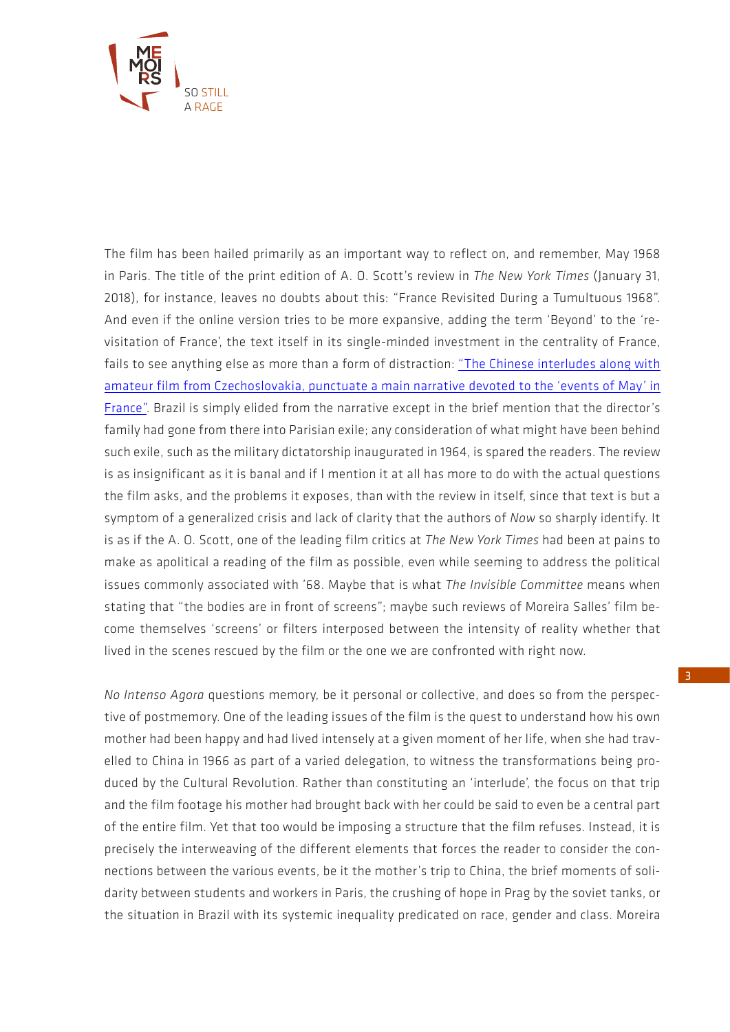The film has been hailed primarily as an important way to reflect on, and remember, May 1968 in Paris. The title of the print edition of A. O. Scott's review in *The New York Times* (January 31, 2018), for instance, leaves no doubts about this: "France Revisited During a Tumultuous 1968". And even if the online version tries to be more expansive, adding the term 'Beyond' to the 're-visitation of France', the text itself in its single-minded investment in the centrality of France, fails to see anything else as more than a form of distraction: "The Chinese interludes along with amateur film from Czechoslovakia, punctuate a main narrative devoted to the 'events of May' in France". Brazil is simply elided from the narrative except in the brief mention that the director's family had gone from there into Parisian exile; any consideration of what might have been behind such exile, such as the military dictatorship inaugurated in 1964, is spared the readers. The review is as insignificant as it is banal and if I mention it at all has more to do with the actual questions the film asks, and the problems it exposes, than with the review in itself, since that text is but a symptom of a generalized crisis and lack of clarity that the authors of *Now* so sharply identify. It is as if the A. O. Scott, one of the leading film critics at *The New York Times* had been at pains to make as apolitical a reading of the film as possible, even while seeming to address the political issues commonly associated with '68. Maybe that is what *The Invisible Committee* means when stating that "the bodies are in front of screens"; maybe such reviews of Moreira Salles' film become themselves 'screens' or filters interposed between the intensity of reality whether that lived in the scenes rescued by the film or the one we are confronted with right now.

*No Intenso Agora* questions memory, be it personal or collective, and does so from the perspective of postmemory. One of the leading issues of the film is the quest to understand how his own mother had been happy and had lived intensely at a given moment of her life, when she had travelled to China in 1966 as part of a varied delegation, to witness the transformations being produced by the Cultural Revolution. Rather than constituting an 'interlude', the focus on that trip and the film footage his mother had brought back with her could be said to even be a central part of the entire film. Yet that too would be imposing a structure that the film refuses. Instead, it is precisely the interweaving of the different elements that forces the reader to consider the connections between the various events, be it the mother's trip to China, the brief moments of solidarity between students and workers in Paris, the crushing of hope in Prag by the soviet tanks, or the situation in Brazil with its systemic inequality predicated on race, gender and class. Moreira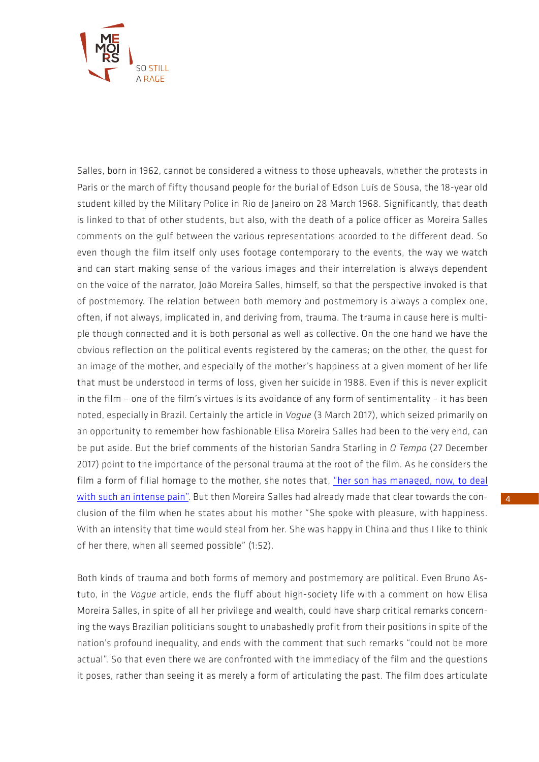Salles, born in 1962, cannot be considered a witness to those upheavals, whether the protests in Paris or the march of fifty thousand people for the burial of Edson Luís de Sousa, the 18-year old student killed by the Military Police in Rio de Janeiro on 28 March 1968. Significantly, that death is linked to that of other students, but also, with the death of a police officer as Moreira Salles comments on the gulf between the various representations acoorded to the different dead. So even though the film itself only uses footage contemporary to the events, the way we watch and can start making sense of the various images and their interrelation is always dependent on the voice of the narrator, João Moreira Salles, himself, so that the perspective invoked is that of postmemory. The relation between both memory and postmemory is always a complex one, often, if not always, implicated in, and deriving from, trauma. The trauma in cause here is multiple though connected and it is both personal as well as collective. On the one hand we have the obvious reflection on the political events registered by the cameras; on the other, the quest for an image of the mother, and especially of the mother's happiness at a given moment of her life that must be understood in terms of loss, given her suicide in 1988. Even if this is never explicit in the film – one of the film's virtues is its avoidance of any form of sentimentality – it has been noted, especially in Brazil. Certainly the article in *Vogue* (3 March 2017), which seized primarily on an opportunity to remember how fashionable Elisa Moreira Salles had been to the very end, can be put aside. But the brief comments of the historian Sandra Starling in *O Tempo* (27 December 2017) point to the importance of the personal trauma at the root of the film. As he considers the film a form of filial homage to the mother, she notes that, "her son has managed, now, to deal with such an intense pain". But then Moreira Salles had already made that clear towards the conclusion of the film when he states about his mother "She spoke with pleasure, with happiness. With an intensity that time would steal from her. She was happy in China and thus I like to think of her there, when all seemed possible" (1:52).

Both kinds of trauma and both forms of memory and postmemory are political. Even Bruno Astuto, in the *Vogue* article, ends the fluff about high-society life with a comment on how Elisa Moreira Salles, in spite of all her privilege and wealth, could have sharp critical remarks concerning the ways Brazilian politicians sought to unabashedly profit from their positions in spite of the nation's profound inequality, and ends with the comment that such remarks "could not be more actual". So that even there we are confronted with the immediacy of the film and the questions it poses, rather than seeing it as merely a form of articulating the past. The film does articulate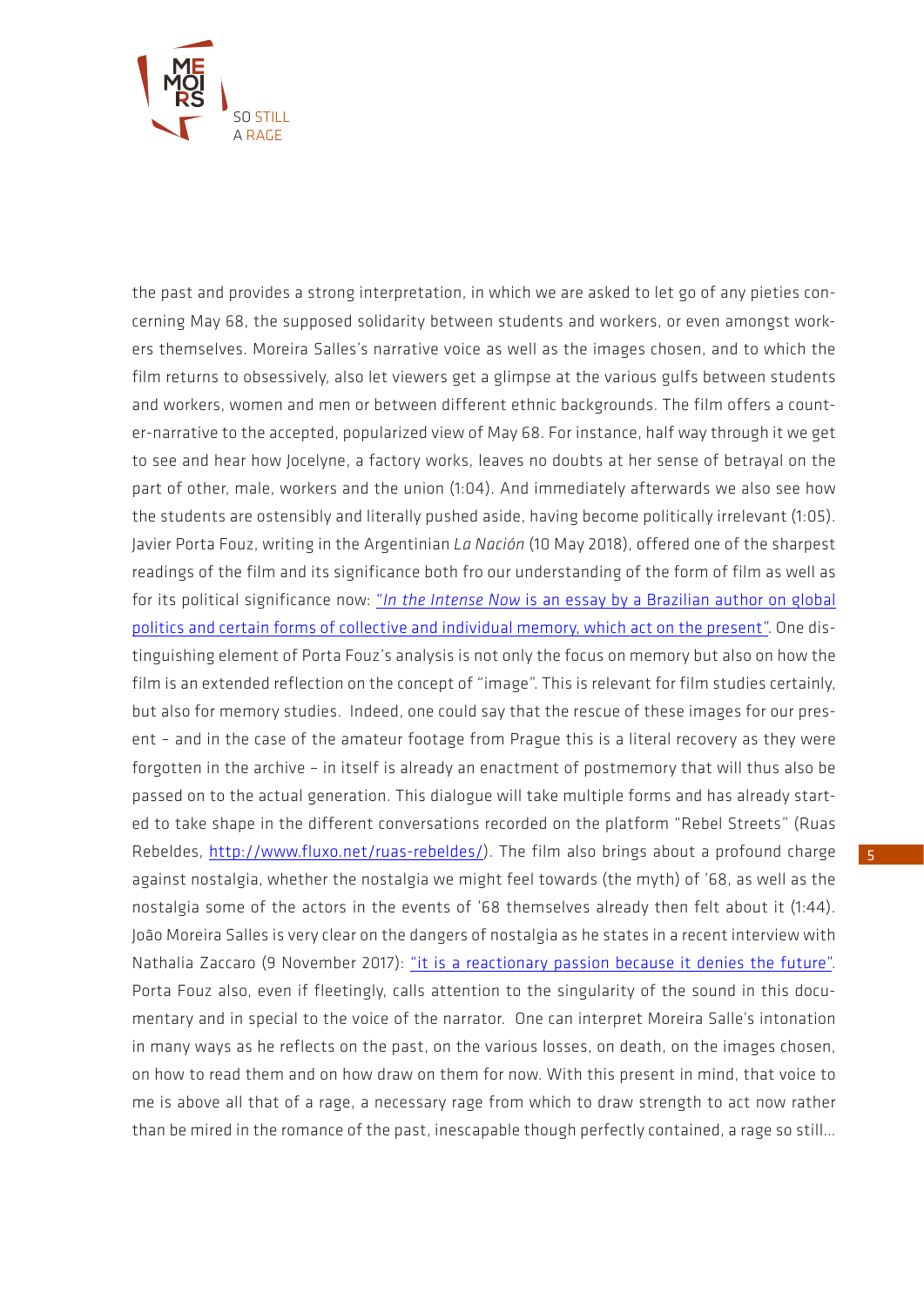the past and provides a strong interpretation, in which we are asked to let go of any pieties concerning May 68, the supposed solidarity between students and workers, or even amongst workers themselves. Moreira Salles's narrative voice as well as the images chosen, and to which the film returns to obsessively, also let viewers get a glimpse at the various gulfs between students and workers, women and men or between different ethnic backgrounds. The film offers a counter-narrative to the accepted, popularized view of May 68. For instance, half way through it we get to see and hear how Jocelyne, a factory works, leaves no doubts at her sense of betrayal on the part of other, male, workers and the union (1:04). And immediately afterwards we also see how the students are ostensibly and literally pushed aside, having become politically irrelevant (1:05). Javier Porta Fouz, writing in the Argentinian *La Nación* (10 May 2018), offered one of the sharpest readings of the film and its significance both fro our understanding of the form of film as well as for its political significance now: "*In the Intense Now* is an essay by a Brazilian author on global politics and certain forms of collective and individual memory, which act on the present". One distinguishing element of Porta Fouz's analysis is not only the focus on memory but also on how the film is an extended reflection on the concept of "image". This is relevant for film studies certainly, but also for memory studies. Indeed, one could say that the rescue of these images for our present – and in the case of the amateur footage from Prague this is a literal recovery as they were forgotten in the archive – in itself is already an enactment of postmemory that will thus also be passed on to the actual generation. This dialogue will take multiple forms and has already started to take shape in the different conversations recorded on the platform "Rebel Streets" (Ruas Rebeldes, http://www.fluxo.net/ruas-rebeldes/). The film also brings about a profound charge against nostalgia, whether the nostalgia we might feel towards (the myth) of '68, as well as the nostalgia some of the actors in the events of '68 themselves already then felt about it (1:44). João Moreira Salles is very clear on the dangers of nostalgia as he states in a recent interview with Nathalia Zaccaro (9 November 2017): "it is a reactionary passion because it denies the future". Porta Fouz also, even if fleetingly, calls attention to the singularity of the sound in this documentary and in special to the voice of the narrator. One can interpret Moreira Salle's intonation in many ways as he reflects on the past, on the various losses, on death, on the images chosen, on how to read them and on how draw on them for now. With this present in mind, that voice to me is above all that of a rage, a necessary rage from which to draw strength to act now rather than be mired in the romance of the past, inescapable though perfectly contained, a rage so still...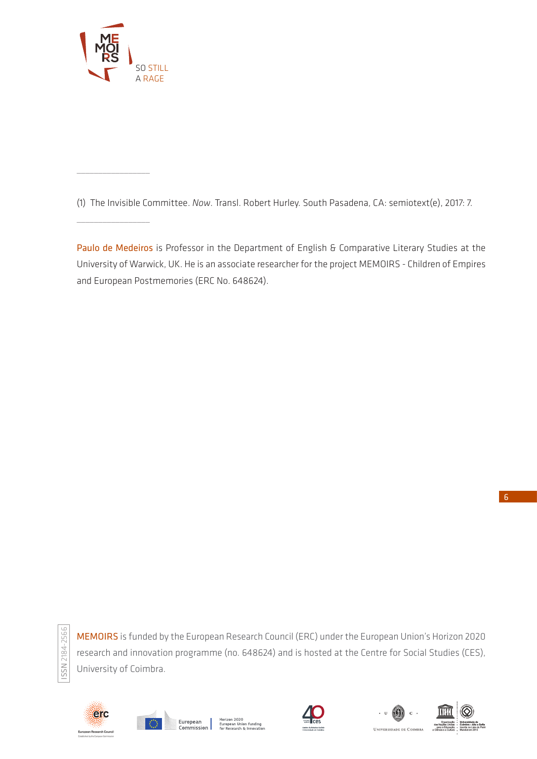(1) The Invisible Committee. *Now*. Transl. Robert Hurley. South Pasadena, CA: semiotext(e), 2017: 7.

---

Paulo de Medeiros is Professor in the Department of English & Comparative Literary Studies at the University of Warwick, UK. He is an associate researcher for the project MEMOIRS - Children of Empires and European Postmemories (ERC No. 648624).

MEMOIRS is funded by the European Research Council (ERC) under the European Union's Horizon 2020 research and innovation programme (no. 648624) and is hosted at the Centre for Social Studies (CES), University of Coimbra.